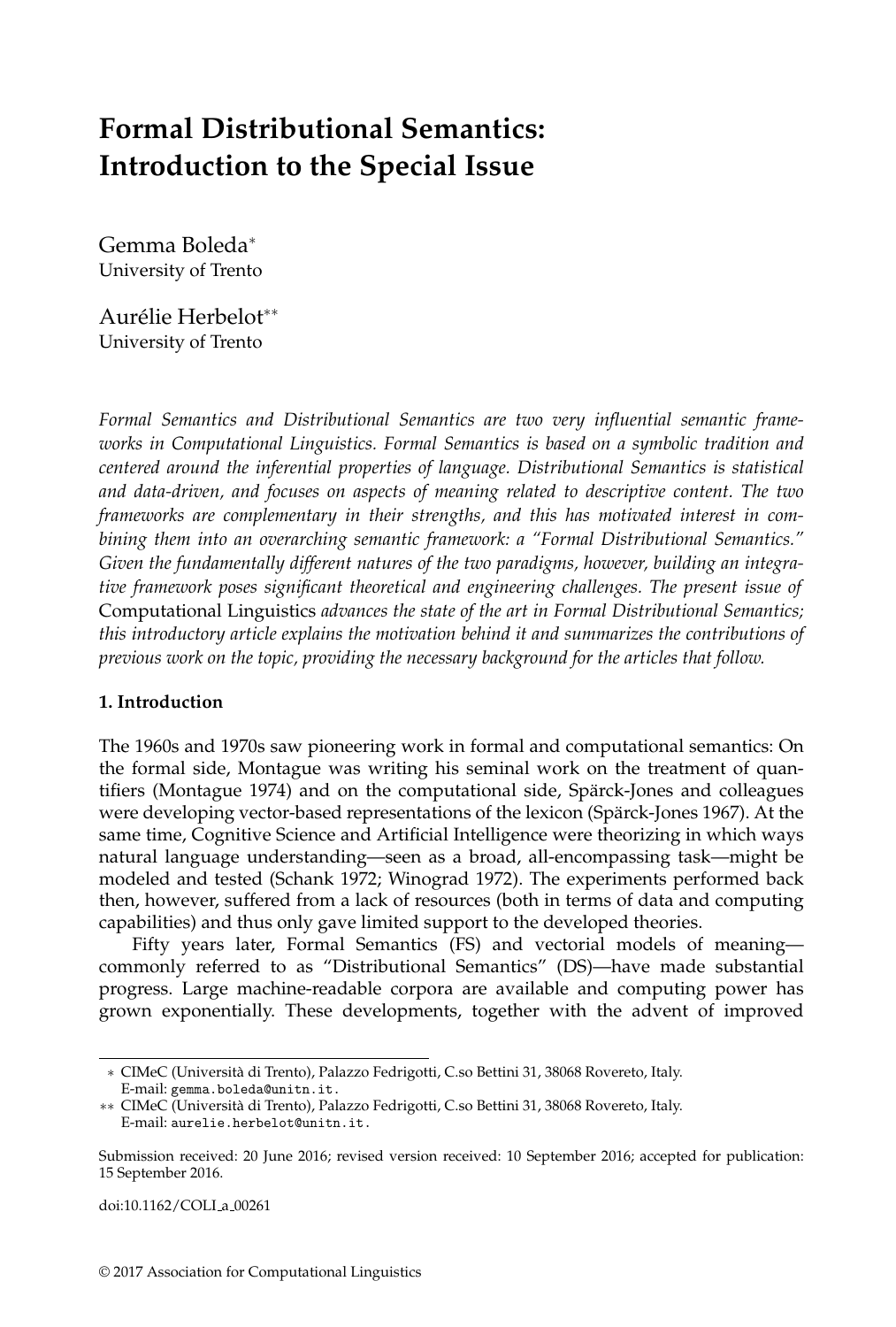# Formal Distributional Semantics: Introduction to the Special Issue

Gemma Boleda*
University of Trento

Aurélie Herbelot**
University of Trento

*Formal Semantics and Distributional Semantics are two very influential semantic frameworks in Computational Linguistics. Formal Semantics is based on a symbolic tradition and centered around the inferential properties of language. Distributional Semantics is statistical and data-driven, and focuses on aspects of meaning related to descriptive content. The two frameworks are complementary in their strengths, and this has motivated interest in combining them into an overarching semantic framework: a "Formal Distributional Semantics." Given the fundamentally different natures of the two paradigms, however, building an integrative framework poses significant theoretical and engineering challenges. The present issue of* Computational Linguistics *advances the state of the art in Formal Distributional Semantics; this introductory article explains the motivation behind it and summarizes the contributions of previous work on the topic, providing the necessary background for the articles that follow.*

## 1. Introduction

The 1960s and 1970s saw pioneering work in formal and computational semantics: On the formal side, Montague was writing his seminal work on the treatment of quantifiers (Montague 1974) and on the computational side, Spärck-Jones and colleagues were developing vector-based representations of the lexicon (Spärck-Jones 1967). At the same time, Cognitive Science and Artificial Intelligence were theorizing in which ways natural language understanding—seen as a broad, all-encompassing task—might be modeled and tested (Schank 1972; Winograd 1972). The experiments performed back then, however, suffered from a lack of resources (both in terms of data and computing capabilities) and thus only gave limited support to the developed theories.

Fifty years later, Formal Semantics (FS) and vectorial models of meaning—commonly referred to as "Distributional Semantics" (DS)—have made substantial progress. Large machine-readable corpora are available and computing power has grown exponentially. These developments, together with the advent of improved

---

\* CIMeC (Università di Trento), Palazzo Fedrigotti, C.so Bettini 31, 38068 Rovereto, Italy. E-mail: gemma.boleda@unitn.it.

\** CIMeC (Università di Trento), Palazzo Fedrigotti, C.so Bettini 31, 38068 Rovereto, Italy. E-mail: aurelie.herbelot@unitn.it.

Submission received: 20 June 2016; revised version received: 10 September 2016; accepted for publication: 15 September 2016.

doi:10.1162/COLI_a_00261

© 2017 Association for Computational Linguistics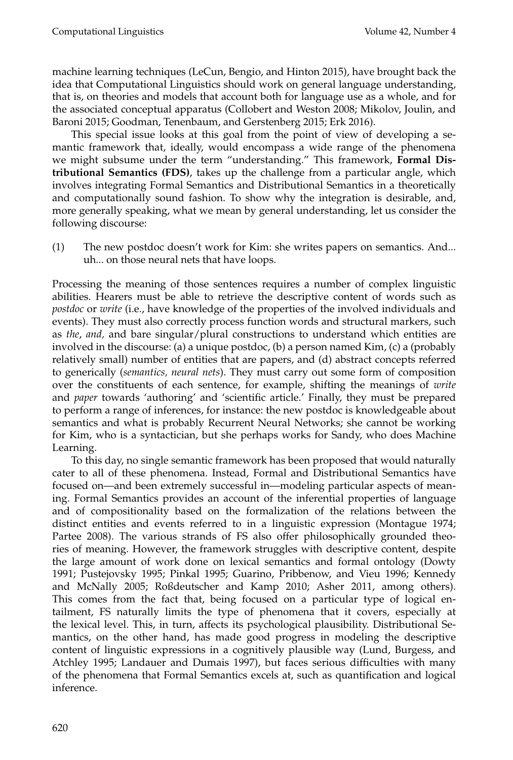machine learning techniques (LeCun, Bengio, and Hinton 2015), have brought back the idea that Computational Linguistics should work on general language understanding, that is, on theories and models that account both for language use as a whole, and for the associated conceptual apparatus (Collobert and Weston 2008; Mikolov, Joulin, and Baroni 2015; Goodman, Tenenbaum, and Gerstenberg 2015; Erk 2016).

This special issue looks at this goal from the point of view of developing a semantic framework that, ideally, would encompass a wide range of the phenomena we might subsume under the term "understanding." This framework, **Formal Distributional Semantics (FDS)**, takes up the challenge from a particular angle, which involves integrating Formal Semantics and Distributional Semantics in a theoretically and computationally sound fashion. To show why the integration is desirable, and, more generally speaking, what we mean by general understanding, let us consider the following discourse:

(1) The new postdoc doesn't work for Kim: she writes papers on semantics. And... uh... on those neural nets that have loops.

Processing the meaning of those sentences requires a number of complex linguistic abilities. Hearers must be able to retrieve the descriptive content of words such as *postdoc* or *write* (i.e., have knowledge of the properties of the involved individuals and events). They must also correctly process function words and structural markers, such as *the*, *and,* and bare singular/plural constructions to understand which entities are involved in the discourse: (a) a unique postdoc, (b) a person named Kim, (c) a (probably relatively small) number of entities that are papers, and (d) abstract concepts referred to generically (*semantics, neural nets*). They must carry out some form of composition over the constituents of each sentence, for example, shifting the meanings of *write* and *paper* towards 'authoring' and 'scientific article.' Finally, they must be prepared to perform a range of inferences, for instance: the new postdoc is knowledgeable about semantics and what is probably Recurrent Neural Networks; she cannot be working for Kim, who is a syntactician, but she perhaps works for Sandy, who does Machine Learning.

To this day, no single semantic framework has been proposed that would naturally cater to all of these phenomena. Instead, Formal and Distributional Semantics have focused on—and been extremely successful in—modeling particular aspects of meaning. Formal Semantics provides an account of the inferential properties of language and of compositionality based on the formalization of the relations between the distinct entities and events referred to in a linguistic expression (Montague 1974; Partee 2008). The various strands of FS also offer philosophically grounded theories of meaning. However, the framework struggles with descriptive content, despite the large amount of work done on lexical semantics and formal ontology (Dowty 1991; Pustejovsky 1995; Pinkal 1995; Guarino, Pribbenow, and Vieu 1996; Kennedy and McNally 2005; Roßdeutscher and Kamp 2010; Asher 2011, among others). This comes from the fact that, being focused on a particular type of logical entailment, FS naturally limits the type of phenomena that it covers, especially at the lexical level. This, in turn, affects its psychological plausibility. Distributional Semantics, on the other hand, has made good progress in modeling the descriptive content of linguistic expressions in a cognitively plausible way (Lund, Burgess, and Atchley 1995; Landauer and Dumais 1997), but faces serious difficulties with many of the phenomena that Formal Semantics excels at, such as quantification and logical inference.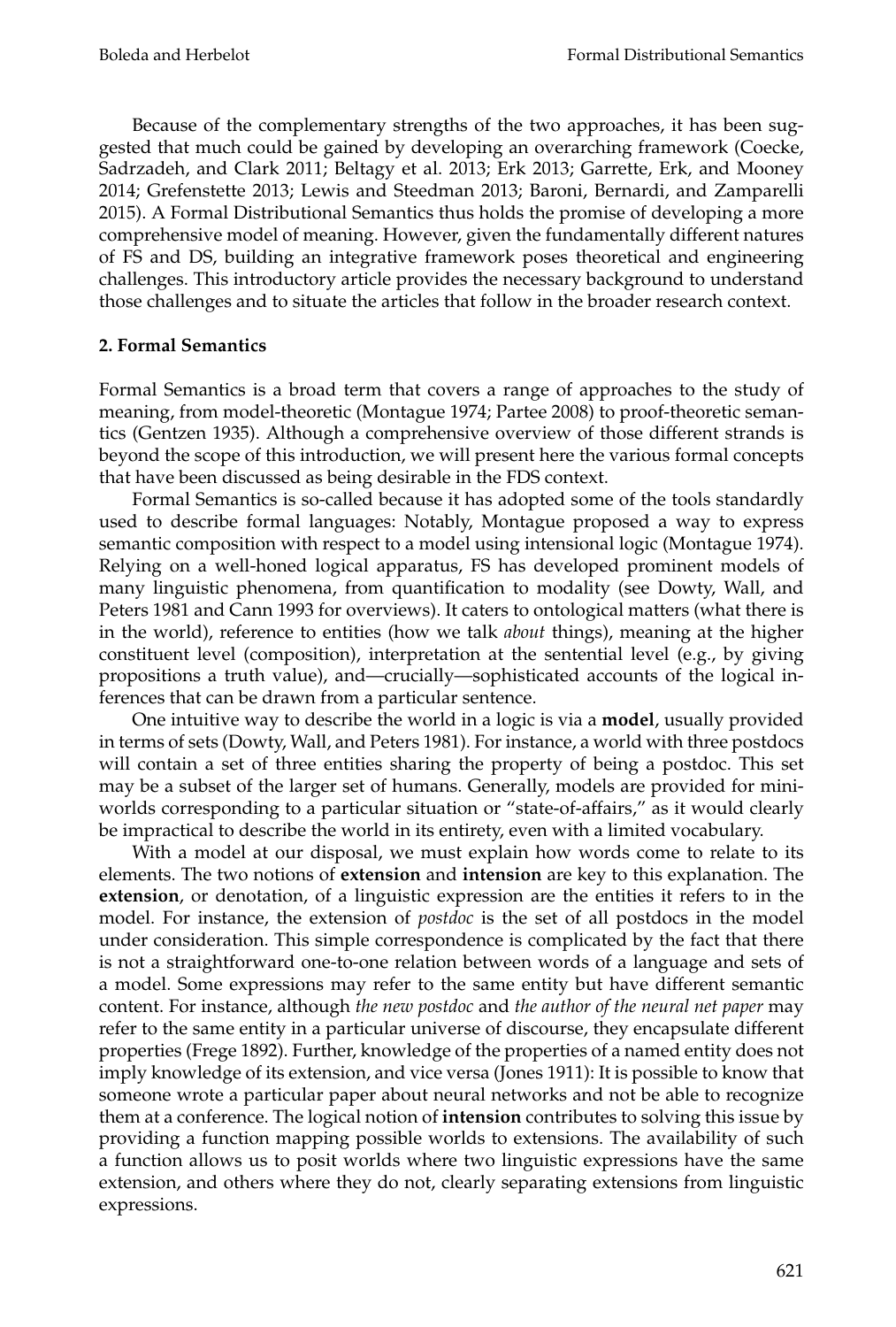Because of the complementary strengths of the two approaches, it has been suggested that much could be gained by developing an overarching framework (Coecke, Sadrzadeh, and Clark 2011; Beltagy et al. 2013; Erk 2013; Garrette, Erk, and Mooney 2014; Grefenstette 2013; Lewis and Steedman 2013; Baroni, Bernardi, and Zamparelli 2015). A Formal Distributional Semantics thus holds the promise of developing a more comprehensive model of meaning. However, given the fundamentally different natures of FS and DS, building an integrative framework poses theoretical and engineering challenges. This introductory article provides the necessary background to understand those challenges and to situate the articles that follow in the broader research context.

## 2. Formal Semantics

Formal Semantics is a broad term that covers a range of approaches to the study of meaning, from model-theoretic (Montague 1974; Partee 2008) to proof-theoretic semantics (Gentzen 1935). Although a comprehensive overview of those different strands is beyond the scope of this introduction, we will present here the various formal concepts that have been discussed as being desirable in the FDS context.

Formal Semantics is so-called because it has adopted some of the tools standardly used to describe formal languages: Notably, Montague proposed a way to express semantic composition with respect to a model using intensional logic (Montague 1974). Relying on a well-honed logical apparatus, FS has developed prominent models of many linguistic phenomena, from quantification to modality (see Dowty, Wall, and Peters 1981 and Cann 1993 for overviews). It caters to ontological matters (what there is in the world), reference to entities (how we talk *about* things), meaning at the higher constituent level (composition), interpretation at the sentential level (e.g., by giving propositions a truth value), and—crucially—sophisticated accounts of the logical inferences that can be drawn from a particular sentence.

One intuitive way to describe the world in a logic is via a **model**, usually provided in terms of sets (Dowty, Wall, and Peters 1981). For instance, a world with three postdocs will contain a set of three entities sharing the property of being a postdoc. This set may be a subset of the larger set of humans. Generally, models are provided for mini-worlds corresponding to a particular situation or "state-of-affairs," as it would clearly be impractical to describe the world in its entirety, even with a limited vocabulary.

With a model at our disposal, we must explain how words come to relate to its elements. The two notions of **extension** and **intension** are key to this explanation. The **extension**, or denotation, of a linguistic expression are the entities it refers to in the model. For instance, the extension of *postdoc* is the set of all postdocs in the model under consideration. This simple correspondence is complicated by the fact that there is not a straightforward one-to-one relation between words of a language and sets of a model. Some expressions may refer to the same entity but have different semantic content. For instance, although *the new postdoc* and *the author of the neural net paper* may refer to the same entity in a particular universe of discourse, they encapsulate different properties (Frege 1892). Further, knowledge of the properties of a named entity does not imply knowledge of its extension, and vice versa (Jones 1911): It is possible to know that someone wrote a particular paper about neural networks and not be able to recognize them at a conference. The logical notion of **intension** contributes to solving this issue by providing a function mapping possible worlds to extensions. The availability of such a function allows us to posit worlds where two linguistic expressions have the same extension, and others where they do not, clearly separating extensions from linguistic expressions.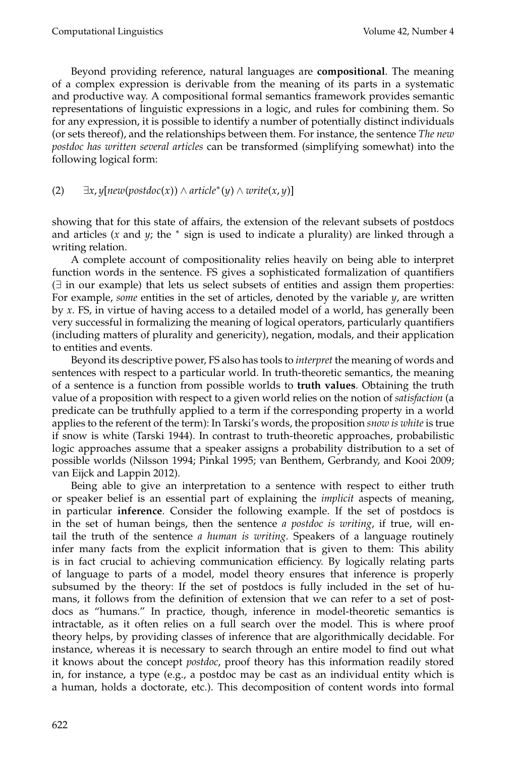Beyond providing reference, natural languages are **compositional**. The meaning of a complex expression is derivable from the meaning of its parts in a systematic and productive way. A compositional formal semantics framework provides semantic representations of linguistic expressions in a logic, and rules for combining them. So for any expression, it is possible to identify a number of potentially distinct individuals (or sets thereof), and the relationships between them. For instance, the sentence *The new postdoc has written several articles* can be transformed (simplifying somewhat) into the following logical form:

(2) $\exists x, y[new(postdoc(x)) \wedge article^*(y) \wedge write(x, y)]$

showing that for this state of affairs, the extension of the relevant subsets of postdocs and articles ($x$ and $y$; the $^*$ sign is used to indicate a plurality) are linked through a writing relation.

A complete account of compositionality relies heavily on being able to interpret function words in the sentence. FS gives a sophisticated formalization of quantifiers ($\exists$ in our example) that lets us select subsets of entities and assign them properties: For example, *some* entities in the set of articles, denoted by the variable $y$, are written by $x$. FS, in virtue of having access to a detailed model of a world, has generally been very successful in formalizing the meaning of logical operators, particularly quantifiers (including matters of plurality and genericity), negation, modals, and their application to entities and events.

Beyond its descriptive power, FS also has tools to *interpret* the meaning of words and sentences with respect to a particular world. In truth-theoretic semantics, the meaning of a sentence is a function from possible worlds to **truth values**. Obtaining the truth value of a proposition with respect to a given world relies on the notion of *satisfaction* (a predicate can be truthfully applied to a term if the corresponding property in a world applies to the referent of the term): In Tarski's words, the proposition *snow is white* is true if snow is white (Tarski 1944). In contrast to truth-theoretic approaches, probabilistic logic approaches assume that a speaker assigns a probability distribution to a set of possible worlds (Nilsson 1994; Pinkal 1995; van Benthem, Gerbrandy, and Kooi 2009; van Eijck and Lappin 2012).

Being able to give an interpretation to a sentence with respect to either truth or speaker belief is an essential part of explaining the *implicit* aspects of meaning, in particular **inference**. Consider the following example. If the set of postdocs is in the set of human beings, then the sentence *a postdoc is writing*, if true, will entail the truth of the sentence *a human is writing*. Speakers of a language routinely infer many facts from the explicit information that is given to them: This ability is in fact crucial to achieving communication efficiency. By logically relating parts of language to parts of a model, model theory ensures that inference is properly subsumed by the theory: If the set of postdocs is fully included in the set of humans, it follows from the definition of extension that we can refer to a set of postdocs as "humans." In practice, though, inference in model-theoretic semantics is intractable, as it often relies on a full search over the model. This is where proof theory helps, by providing classes of inference that are algorithmically decidable. For instance, whereas it is necessary to search through an entire model to find out what it knows about the concept *postdoc*, proof theory has this information readily stored in, for instance, a type (e.g., a postdoc may be cast as an individual entity which is a human, holds a doctorate, etc.). This decomposition of content words into formal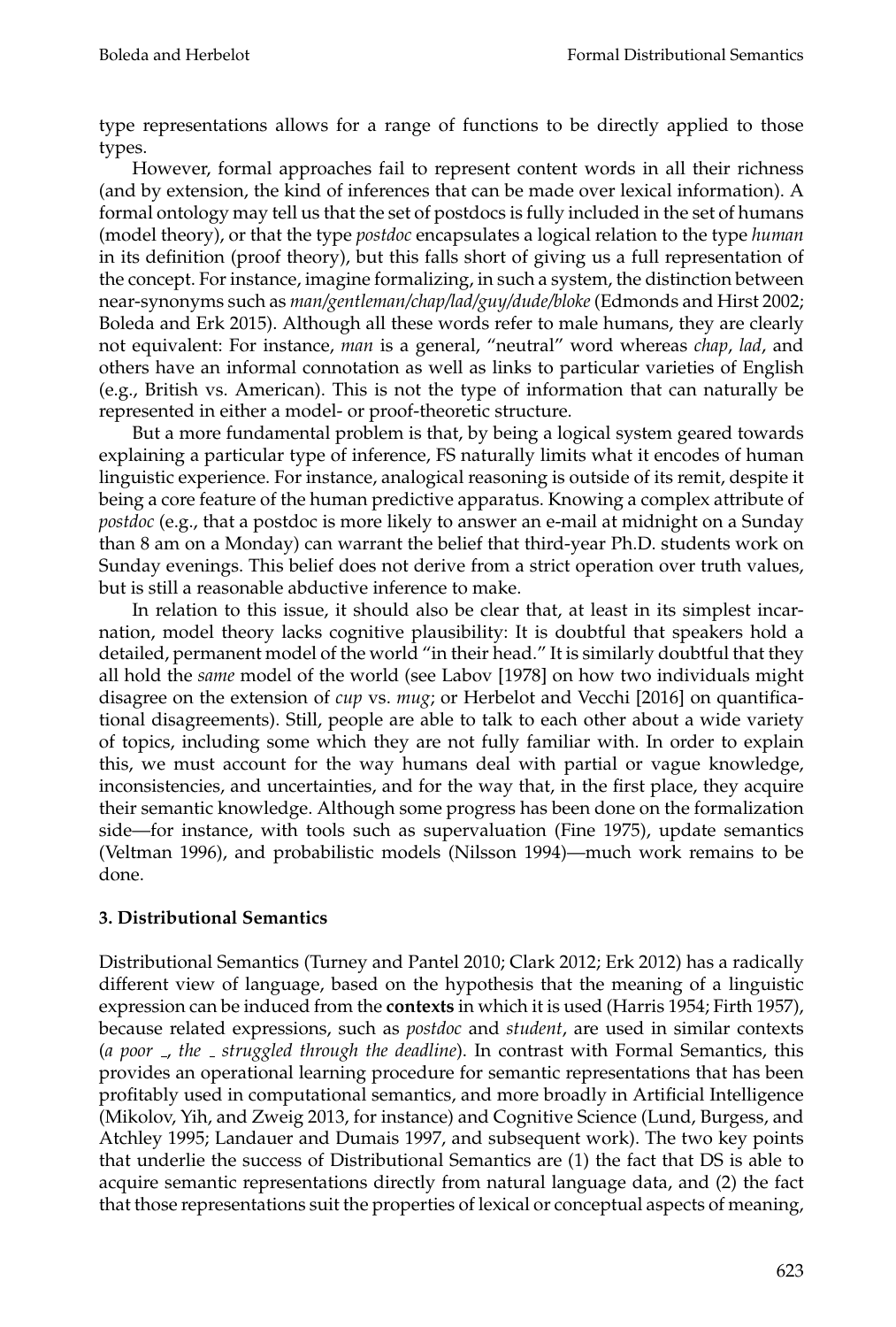type representations allows for a range of functions to be directly applied to those types.

However, formal approaches fail to represent content words in all their richness (and by extension, the kind of inferences that can be made over lexical information). A formal ontology may tell us that the set of postdocs is fully included in the set of humans (model theory), or that the type *postdoc* encapsulates a logical relation to the type *human* in its definition (proof theory), but this falls short of giving us a full representation of the concept. For instance, imagine formalizing, in such a system, the distinction between near-synonyms such as *man/gentleman/chap/lad/guy/dude/bloke* (Edmonds and Hirst 2002; Boleda and Erk 2015). Although all these words refer to male humans, they are clearly not equivalent: For instance, *man* is a general, "neutral" word whereas *chap*, *lad*, and others have an informal connotation as well as links to particular varieties of English (e.g., British vs. American). This is not the type of information that can naturally be represented in either a model- or proof-theoretic structure.

But a more fundamental problem is that, by being a logical system geared towards explaining a particular type of inference, FS naturally limits what it encodes of human linguistic experience. For instance, analogical reasoning is outside of its remit, despite it being a core feature of the human predictive apparatus. Knowing a complex attribute of *postdoc* (e.g., that a postdoc is more likely to answer an e-mail at midnight on a Sunday than 8 am on a Monday) can warrant the belief that third-year Ph.D. students work on Sunday evenings. This belief does not derive from a strict operation over truth values, but is still a reasonable abductive inference to make.

In relation to this issue, it should also be clear that, at least in its simplest incarnation, model theory lacks cognitive plausibility: It is doubtful that speakers hold a detailed, permanent model of the world "in their head." It is similarly doubtful that they all hold the *same* model of the world (see Labov [1978] on how two individuals might disagree on the extension of *cup* vs. *mug*; or Herbelot and Vecchi [2016] on quantificational disagreements). Still, people are able to talk to each other about a wide variety of topics, including some which they are not fully familiar with. In order to explain this, we must account for the way humans deal with partial or vague knowledge, inconsistencies, and uncertainties, and for the way that, in the first place, they acquire their semantic knowledge. Although some progress has been done on the formalization side—for instance, with tools such as supervaluation (Fine 1975), update semantics (Veltman 1996), and probabilistic models (Nilsson 1994)—much work remains to be done.

### 3. Distributional Semantics

Distributional Semantics (Turney and Pantel 2010; Clark 2012; Erk 2012) has a radically different view of language, based on the hypothesis that the meaning of a linguistic expression can be induced from the **contexts** in which it is used (Harris 1954; Firth 1957), because related expressions, such as *postdoc* and *student*, are used in similar contexts (*a poor _, the _ struggled through the deadline*). In contrast with Formal Semantics, this provides an operational learning procedure for semantic representations that has been profitably used in computational semantics, and more broadly in Artificial Intelligence (Mikolov, Yih, and Zweig 2013, for instance) and Cognitive Science (Lund, Burgess, and Atchley 1995; Landauer and Dumais 1997, and subsequent work). The two key points that underlie the success of Distributional Semantics are (1) the fact that DS is able to acquire semantic representations directly from natural language data, and (2) the fact that those representations suit the properties of lexical or conceptual aspects of meaning,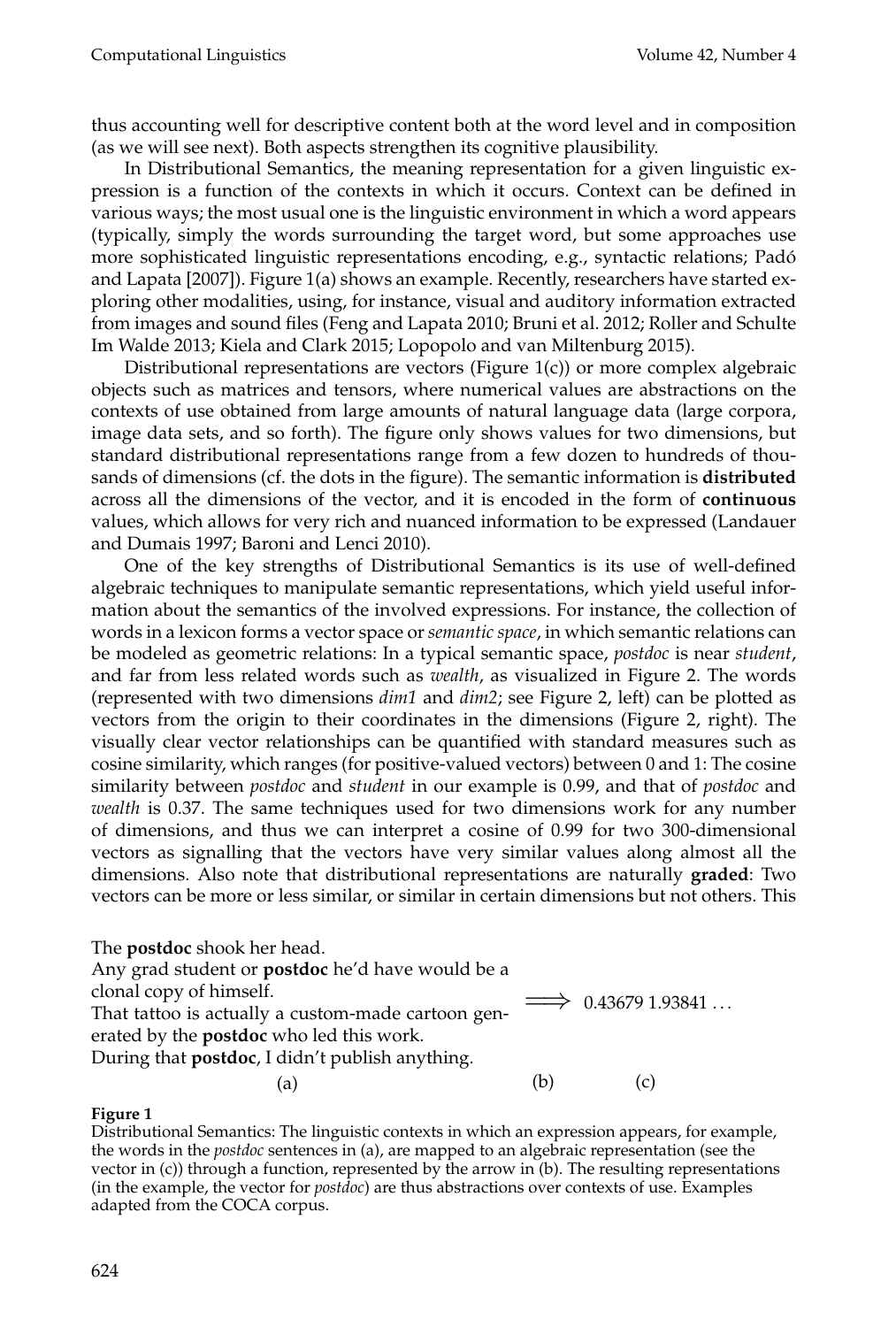thus accounting well for descriptive content both at the word level and in composition (as we will see next). Both aspects strengthen its cognitive plausibility.

In Distributional Semantics, the meaning representation for a given linguistic expression is a function of the contexts in which it occurs. Context can be defined in various ways; the most usual one is the linguistic environment in which a word appears (typically, simply the words surrounding the target word, but some approaches use more sophisticated linguistic representations encoding, e.g., syntactic relations; Padó and Lapata [2007]). Figure 1(a) shows an example. Recently, researchers have started exploring other modalities, using, for instance, visual and auditory information extracted from images and sound files (Feng and Lapata 2010; Bruni et al. 2012; Roller and Schulte Im Walde 2013; Kiela and Clark 2015; Lopopolo and van Miltenburg 2015).

Distributional representations are vectors (Figure 1(c)) or more complex algebraic objects such as matrices and tensors, where numerical values are abstractions on the contexts of use obtained from large amounts of natural language data (large corpora, image data sets, and so forth). The figure only shows values for two dimensions, but standard distributional representations range from a few dozen to hundreds of thousands of dimensions (cf. the dots in the figure). The semantic information is **distributed** across all the dimensions of the vector, and it is encoded in the form of **continuous** values, which allows for very rich and nuanced information to be expressed (Landauer and Dumais 1997; Baroni and Lenci 2010).

One of the key strengths of Distributional Semantics is its use of well-defined algebraic techniques to manipulate semantic representations, which yield useful information about the semantics of the involved expressions. For instance, the collection of words in a lexicon forms a vector space or *semantic space*, in which semantic relations can be modeled as geometric relations: In a typical semantic space, *postdoc* is near *student*, and far from less related words such as *wealth*, as visualized in Figure 2. The words (represented with two dimensions *dim1* and *dim2*; see Figure 2, left) can be plotted as vectors from the origin to their coordinates in the dimensions (Figure 2, right). The visually clear vector relationships can be quantified with standard measures such as cosine similarity, which ranges (for positive-valued vectors) between 0 and 1: The cosine similarity between *postdoc* and *student* in our example is 0.99, and that of *postdoc* and *wealth* is 0.37. The same techniques used for two dimensions work for any number of dimensions, and thus we can interpret a cosine of 0.99 for two 300-dimensional vectors as signalling that the vectors have very similar values along almost all the dimensions. Also note that distributional representations are naturally **graded**: Two vectors can be more or less similar, or similar in certain dimensions but not others. This

| (a) | (b) | (c) |
|---|---|---|
| The **postdoc** shook her head.<br>Any grad student or **postdoc** he'd have would be a clonal copy of himself.<br>That tattoo is actually a custom-made cartoon generated by the **postdoc** who led this work.<br>During that **postdoc**, I didn't publish anything. | $\Longrightarrow$ | 0.43679 1.93841 … |

**Figure 1**
Distributional Semantics: The linguistic contexts in which an expression appears, for example, the words in the *postdoc* sentences in (a), are mapped to an algebraic representation (see the vector in (c)) through a function, represented by the arrow in (b). The resulting representations (in the example, the vector for *postdoc*) are thus abstractions over contexts of use. Examples adapted from the COCA corpus.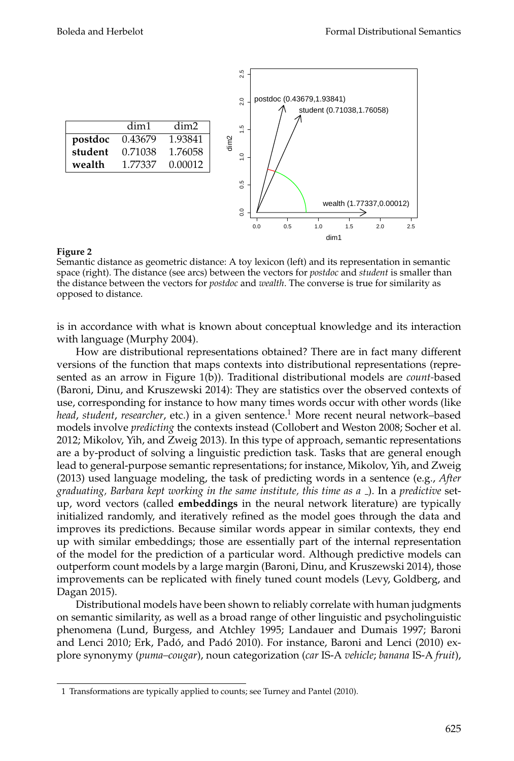|  | dim1 | dim2 |
|---|---|---|
| **postdoc** | 0.43679 | 1.93841 |
| **student** | 0.71038 | 1.76058 |
| **wealth** | 1.77337 | 0.00012 |

**Figure 2**
Semantic distance as geometric distance: A toy lexicon (left) and its representation in semantic space (right). The distance (see arcs) between the vectors for *postdoc* and *student* is smaller than the distance between the vectors for *postdoc* and *wealth*. The converse is true for similarity as opposed to distance.

is in accordance with what is known about conceptual knowledge and its interaction with language (Murphy 2004).

How are distributional representations obtained? There are in fact many different versions of the function that maps contexts into distributional representations (represented as an arrow in Figure 1(b)). Traditional distributional models are *count*-based (Baroni, Dinu, and Kruszewski 2014): They are statistics over the observed contexts of use, corresponding for instance to how many times words occur with other words (like *head*, *student*, *researcher*, etc.) in a given sentence.[1] More recent neural network–based models involve *predicting* the contexts instead (Collobert and Weston 2008; Socher et al. 2012; Mikolov, Yih, and Zweig 2013). In this type of approach, semantic representations are a by-product of solving a linguistic prediction task. Tasks that are general enough lead to general-purpose semantic representations; for instance, Mikolov, Yih, and Zweig (2013) used language modeling, the task of predicting words in a sentence (e.g., *After graduating, Barbara kept working in the same institute, this time as a _*). In a *predictive* setup, word vectors (called **embeddings** in the neural network literature) are typically initialized randomly, and iteratively refined as the model goes through the data and improves its predictions. Because similar words appear in similar contexts, they end up with similar embeddings; those are essentially part of the internal representation of the model for the prediction of a particular word. Although predictive models can outperform count models by a large margin (Baroni, Dinu, and Kruszewski 2014), those improvements can be replicated with finely tuned count models (Levy, Goldberg, and Dagan 2015).

Distributional models have been shown to reliably correlate with human judgments on semantic similarity, as well as a broad range of other linguistic and psycholinguistic phenomena (Lund, Burgess, and Atchley 1995; Landauer and Dumais 1997; Baroni and Lenci 2010; Erk, Padó, and Padó 2010). For instance, Baroni and Lenci (2010) explore synonymy (*puma–cougar*), noun categorization (*car* IS-A *vehicle*; *banana* IS-A *fruit*),

1 Transformations are typically applied to counts; see Turney and Pantel (2010).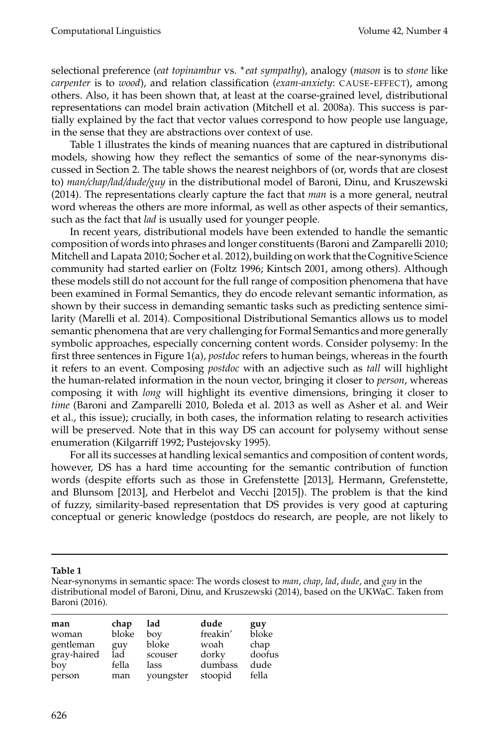selectional preference (*eat topinambur* vs. \**eat sympathy*), analogy (*mason* is to *stone* like *carpenter* is to *wood*), and relation classification (*exam-anxiety*: CAUSE-EFFECT), among others. Also, it has been shown that, at least at the coarse-grained level, distributional representations can model brain activation (Mitchell et al. 2008a). This success is partially explained by the fact that vector values correspond to how people use language, in the sense that they are abstractions over context of use.

Table 1 illustrates the kinds of meaning nuances that are captured in distributional models, showing how they reflect the semantics of some of the near-synonyms discussed in Section 2. The table shows the nearest neighbors of (or, words that are closest to) *man/chap/lad/dude/guy* in the distributional model of Baroni, Dinu, and Kruszewski (2014). The representations clearly capture the fact that *man* is a more general, neutral word whereas the others are more informal, as well as other aspects of their semantics, such as the fact that *lad* is usually used for younger people.

In recent years, distributional models have been extended to handle the semantic composition of words into phrases and longer constituents (Baroni and Zamparelli 2010; Mitchell and Lapata 2010; Socher et al. 2012), building on work that the Cognitive Science community had started earlier on (Foltz 1996; Kintsch 2001, among others). Although these models still do not account for the full range of composition phenomena that have been examined in Formal Semantics, they do encode relevant semantic information, as shown by their success in demanding semantic tasks such as predicting sentence similarity (Marelli et al. 2014). Compositional Distributional Semantics allows us to model semantic phenomena that are very challenging for Formal Semantics and more generally symbolic approaches, especially concerning content words. Consider polysemy: In the first three sentences in Figure 1(a), *postdoc* refers to human beings, whereas in the fourth it refers to an event. Composing *postdoc* with an adjective such as *tall* will highlight the human-related information in the noun vector, bringing it closer to *person*, whereas composing it with *long* will highlight its eventive dimensions, bringing it closer to *time* (Baroni and Zamparelli 2010, Boleda et al. 2013 as well as Asher et al. and Weir et al., this issue); crucially, in both cases, the information relating to research activities will be preserved. Note that in this way DS can account for polysemy without sense enumeration (Kilgarriff 1992; Pustejovsky 1995).

For all its successes at handling lexical semantics and composition of content words, however, DS has a hard time accounting for the semantic contribution of function words (despite efforts such as those in Grefenstette [2013], Hermann, Grefenstette, and Blunsom [2013], and Herbelot and Vecchi [2015]). The problem is that the kind of fuzzy, similarity-based representation that DS provides is very good at capturing conceptual or generic knowledge (postdocs do research, are people, are not likely to

**Table 1**

Near-synonyms in semantic space: The words closest to *man*, *chap*, *lad*, *dude*, and *guy* in the distributional model of Baroni, Dinu, and Kruszewski (2014), based on the UKWaC. Taken from Baroni (2016).

| **man** | **chap** | **lad** | **dude** | **guy** |
|---|---|---|---|---|
| woman | bloke | boy | freakin' | bloke |
| gentleman | guy | bloke | woah | chap |
| gray-haired | lad | scouser | dorky | doofus |
| boy | fella | lass | dumbass | dude |
| person | man | youngster | stoopid | fella |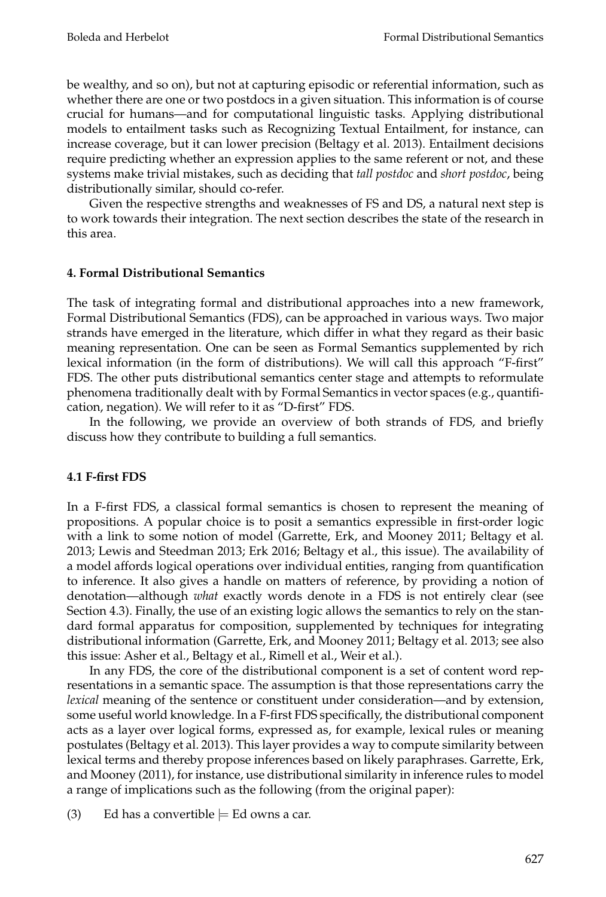be wealthy, and so on), but not at capturing episodic or referential information, such as whether there are one or two postdocs in a given situation. This information is of course crucial for humans—and for computational linguistic tasks. Applying distributional models to entailment tasks such as Recognizing Textual Entailment, for instance, can increase coverage, but it can lower precision (Beltagy et al. 2013). Entailment decisions require predicting whether an expression applies to the same referent or not, and these systems make trivial mistakes, such as deciding that *tall postdoc* and *short postdoc*, being distributionally similar, should co-refer.

Given the respective strengths and weaknesses of FS and DS, a natural next step is to work towards their integration. The next section describes the state of the research in this area.

## 4. Formal Distributional Semantics

The task of integrating formal and distributional approaches into a new framework, Formal Distributional Semantics (FDS), can be approached in various ways. Two major strands have emerged in the literature, which differ in what they regard as their basic meaning representation. One can be seen as Formal Semantics supplemented by rich lexical information (in the form of distributions). We will call this approach "F-first" FDS. The other puts distributional semantics center stage and attempts to reformulate phenomena traditionally dealt with by Formal Semantics in vector spaces (e.g., quantification, negation). We will refer to it as "D-first" FDS.

In the following, we provide an overview of both strands of FDS, and briefly discuss how they contribute to building a full semantics.

### 4.1 F-first FDS

In a F-first FDS, a classical formal semantics is chosen to represent the meaning of propositions. A popular choice is to posit a semantics expressible in first-order logic with a link to some notion of model (Garrette, Erk, and Mooney 2011; Beltagy et al. 2013; Lewis and Steedman 2013; Erk 2016; Beltagy et al., this issue). The availability of a model affords logical operations over individual entities, ranging from quantification to inference. It also gives a handle on matters of reference, by providing a notion of denotation—although *what* exactly words denote in a FDS is not entirely clear (see Section 4.3). Finally, the use of an existing logic allows the semantics to rely on the standard formal apparatus for composition, supplemented by techniques for integrating distributional information (Garrette, Erk, and Mooney 2011; Beltagy et al. 2013; see also this issue: Asher et al., Beltagy et al., Rimell et al., Weir et al.).

In any FDS, the core of the distributional component is a set of content word representations in a semantic space. The assumption is that those representations carry the *lexical* meaning of the sentence or constituent under consideration—and by extension, some useful world knowledge. In a F-first FDS specifically, the distributional component acts as a layer over logical forms, expressed as, for example, lexical rules or meaning postulates (Beltagy et al. 2013). This layer provides a way to compute similarity between lexical terms and thereby propose inferences based on likely paraphrases. Garrette, Erk, and Mooney (2011), for instance, use distributional similarity in inference rules to model a range of implications such as the following (from the original paper):

(3) Ed has a convertible $\models$ Ed owns a car.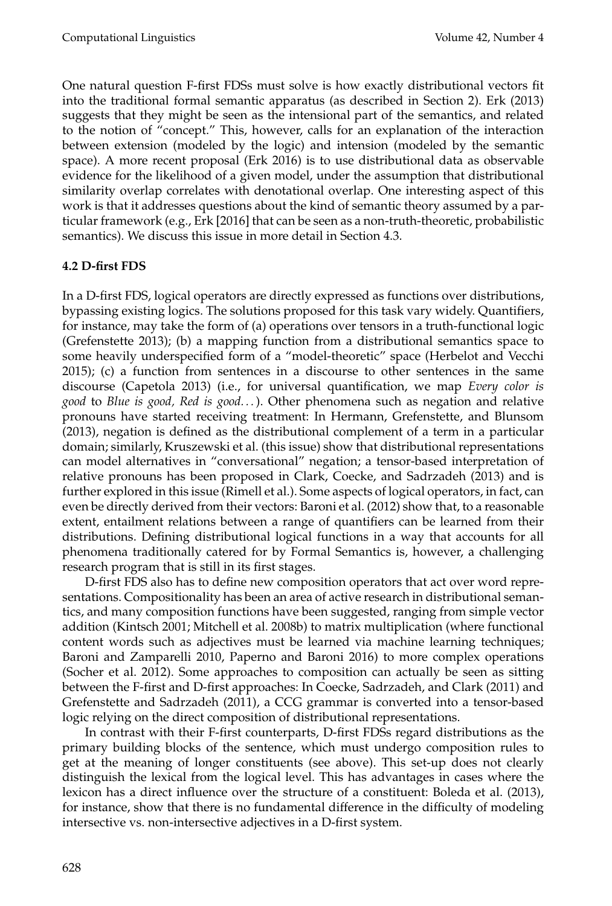One natural question F-first FDSs must solve is how exactly distributional vectors fit into the traditional formal semantic apparatus (as described in Section 2). Erk (2013) suggests that they might be seen as the intensional part of the semantics, and related to the notion of "concept." This, however, calls for an explanation of the interaction between extension (modeled by the logic) and intension (modeled by the semantic space). A more recent proposal (Erk 2016) is to use distributional data as observable evidence for the likelihood of a given model, under the assumption that distributional similarity overlap correlates with denotational overlap. One interesting aspect of this work is that it addresses questions about the kind of semantic theory assumed by a particular framework (e.g., Erk [2016] that can be seen as a non-truth-theoretic, probabilistic semantics). We discuss this issue in more detail in Section 4.3.

### 4.2 D-first FDS

In a D-first FDS, logical operators are directly expressed as functions over distributions, bypassing existing logics. The solutions proposed for this task vary widely. Quantifiers, for instance, may take the form of (a) operations over tensors in a truth-functional logic (Grefenstette 2013); (b) a mapping function from a distributional semantics space to some heavily underspecified form of a "model-theoretic" space (Herbelot and Vecchi 2015); (c) a function from sentences in a discourse to other sentences in the same discourse (Capetola 2013) (i.e., for universal quantification, we map *Every color is good* to *Blue is good, Red is good...*). Other phenomena such as negation and relative pronouns have started receiving treatment: In Hermann, Grefenstette, and Blunsom (2013), negation is defined as the distributional complement of a term in a particular domain; similarly, Kruszewski et al. (this issue) show that distributional representations can model alternatives in "conversational" negation; a tensor-based interpretation of relative pronouns has been proposed in Clark, Coecke, and Sadrzadeh (2013) and is further explored in this issue (Rimell et al.). Some aspects of logical operators, in fact, can even be directly derived from their vectors: Baroni et al. (2012) show that, to a reasonable extent, entailment relations between a range of quantifiers can be learned from their distributions. Defining distributional logical functions in a way that accounts for all phenomena traditionally catered for by Formal Semantics is, however, a challenging research program that is still in its first stages.

D-first FDS also has to define new composition operators that act over word representations. Compositionality has been an area of active research in distributional semantics, and many composition functions have been suggested, ranging from simple vector addition (Kintsch 2001; Mitchell et al. 2008b) to matrix multiplication (where functional content words such as adjectives must be learned via machine learning techniques; Baroni and Zamparelli 2010, Paperno and Baroni 2016) to more complex operations (Socher et al. 2012). Some approaches to composition can actually be seen as sitting between the F-first and D-first approaches: In Coecke, Sadrzadeh, and Clark (2011) and Grefenstette and Sadrzadeh (2011), a CCG grammar is converted into a tensor-based logic relying on the direct composition of distributional representations.

In contrast with their F-first counterparts, D-first FDSs regard distributions as the primary building blocks of the sentence, which must undergo composition rules to get at the meaning of longer constituents (see above). This set-up does not clearly distinguish the lexical from the logical level. This has advantages in cases where the lexicon has a direct influence over the structure of a constituent: Boleda et al. (2013), for instance, show that there is no fundamental difference in the difficulty of modeling intersective vs. non-intersective adjectives in a D-first system.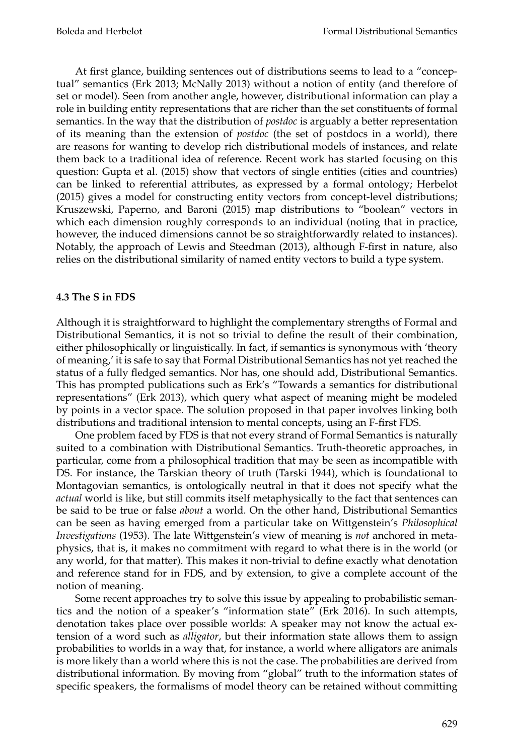At first glance, building sentences out of distributions seems to lead to a "conceptual" semantics (Erk 2013; McNally 2013) without a notion of entity (and therefore of set or model). Seen from another angle, however, distributional information can play a role in building entity representations that are richer than the set constituents of formal semantics. In the way that the distribution of *postdoc* is arguably a better representation of its meaning than the extension of *postdoc* (the set of postdocs in a world), there are reasons for wanting to develop rich distributional models of instances, and relate them back to a traditional idea of reference. Recent work has started focusing on this question: Gupta et al. (2015) show that vectors of single entities (cities and countries) can be linked to referential attributes, as expressed by a formal ontology; Herbelot (2015) gives a model for constructing entity vectors from concept-level distributions; Kruszewski, Paperno, and Baroni (2015) map distributions to "boolean" vectors in which each dimension roughly corresponds to an individual (noting that in practice, however, the induced dimensions cannot be so straightforwardly related to instances). Notably, the approach of Lewis and Steedman (2013), although F-first in nature, also relies on the distributional similarity of named entity vectors to build a type system.

### 4.3 The S in FDS

Although it is straightforward to highlight the complementary strengths of Formal and Distributional Semantics, it is not so trivial to define the result of their combination, either philosophically or linguistically. In fact, if semantics is synonymous with 'theory of meaning,' it is safe to say that Formal Distributional Semantics has not yet reached the status of a fully fledged semantics. Nor has, one should add, Distributional Semantics. This has prompted publications such as Erk's "Towards a semantics for distributional representations" (Erk 2013), which query what aspect of meaning might be modeled by points in a vector space. The solution proposed in that paper involves linking both distributions and traditional intension to mental concepts, using an F-first FDS.

One problem faced by FDS is that not every strand of Formal Semantics is naturally suited to a combination with Distributional Semantics. Truth-theoretic approaches, in particular, come from a philosophical tradition that may be seen as incompatible with DS. For instance, the Tarskian theory of truth (Tarski 1944), which is foundational to Montagovian semantics, is ontologically neutral in that it does not specify what the *actual* world is like, but still commits itself metaphysically to the fact that sentences can be said to be true or false *about* a world. On the other hand, Distributional Semantics can be seen as having emerged from a particular take on Wittgenstein's *Philosophical Investigations* (1953). The late Wittgenstein's view of meaning is *not* anchored in metaphysics, that is, it makes no commitment with regard to what there is in the world (or any world, for that matter). This makes it non-trivial to define exactly what denotation and reference stand for in FDS, and by extension, to give a complete account of the notion of meaning.

Some recent approaches try to solve this issue by appealing to probabilistic semantics and the notion of a speaker's "information state" (Erk 2016). In such attempts, denotation takes place over possible worlds: A speaker may not know the actual extension of a word such as *alligator*, but their information state allows them to assign probabilities to worlds in a way that, for instance, a world where alligators are animals is more likely than a world where this is not the case. The probabilities are derived from distributional information. By moving from "global" truth to the information states of specific speakers, the formalisms of model theory can be retained without committing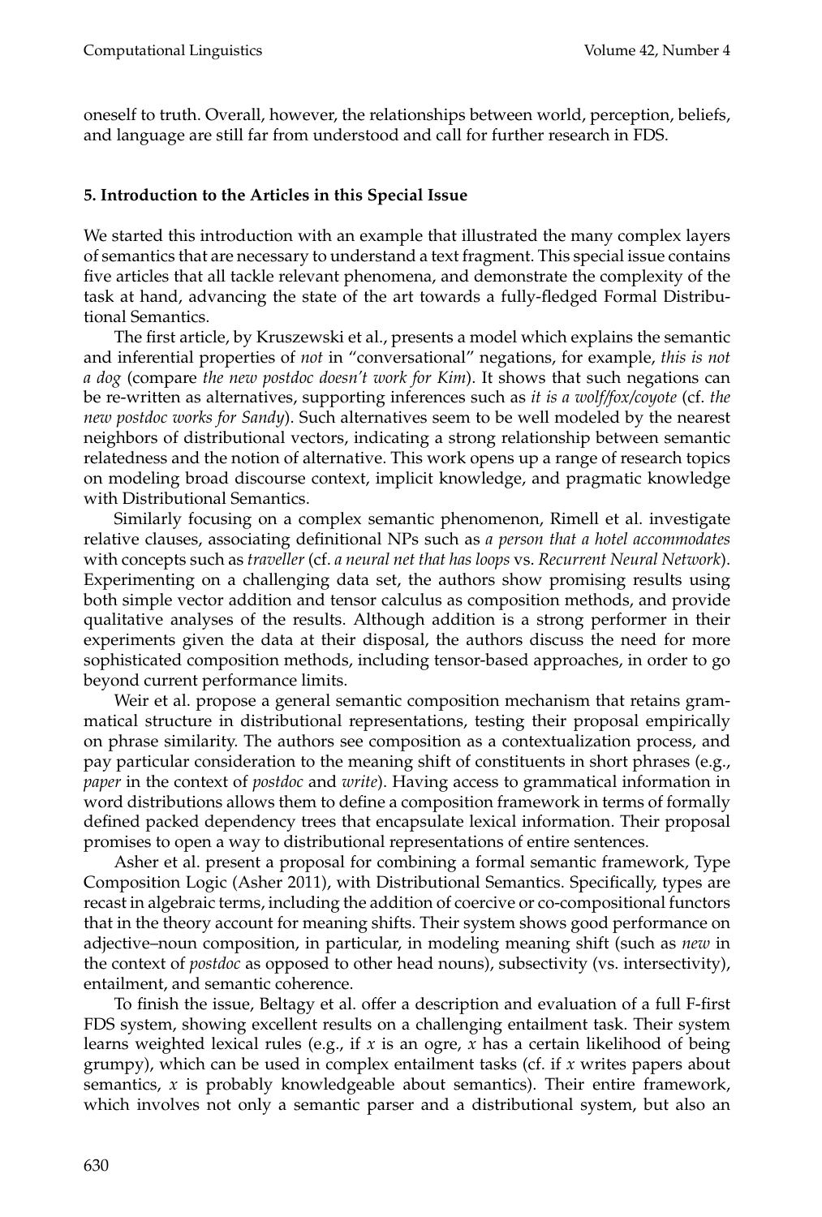oneself to truth. Overall, however, the relationships between world, perception, beliefs, and language are still far from understood and call for further research in FDS.

## 5. Introduction to the Articles in this Special Issue

We started this introduction with an example that illustrated the many complex layers of semantics that are necessary to understand a text fragment. This special issue contains five articles that all tackle relevant phenomena, and demonstrate the complexity of the task at hand, advancing the state of the art towards a fully-fledged Formal Distributional Semantics.

The first article, by Kruszewski et al., presents a model which explains the semantic and inferential properties of *not* in "conversational" negations, for example, *this is not a dog* (compare *the new postdoc doesn't work for Kim*). It shows that such negations can be re-written as alternatives, supporting inferences such as *it is a wolf/fox/coyote* (cf. *the new postdoc works for Sandy*). Such alternatives seem to be well modeled by the nearest neighbors of distributional vectors, indicating a strong relationship between semantic relatedness and the notion of alternative. This work opens up a range of research topics on modeling broad discourse context, implicit knowledge, and pragmatic knowledge with Distributional Semantics.

Similarly focusing on a complex semantic phenomenon, Rimell et al. investigate relative clauses, associating definitional NPs such as *a person that a hotel accommodates* with concepts such as *traveller* (cf. *a neural net that has loops* vs. *Recurrent Neural Network*). Experimenting on a challenging data set, the authors show promising results using both simple vector addition and tensor calculus as composition methods, and provide qualitative analyses of the results. Although addition is a strong performer in their experiments given the data at their disposal, the authors discuss the need for more sophisticated composition methods, including tensor-based approaches, in order to go beyond current performance limits.

Weir et al. propose a general semantic composition mechanism that retains grammatical structure in distributional representations, testing their proposal empirically on phrase similarity. The authors see composition as a contextualization process, and pay particular consideration to the meaning shift of constituents in short phrases (e.g., *paper* in the context of *postdoc* and *write*). Having access to grammatical information in word distributions allows them to define a composition framework in terms of formally defined packed dependency trees that encapsulate lexical information. Their proposal promises to open a way to distributional representations of entire sentences.

Asher et al. present a proposal for combining a formal semantic framework, Type Composition Logic (Asher 2011), with Distributional Semantics. Specifically, types are recast in algebraic terms, including the addition of coercive or co-compositional functors that in the theory account for meaning shifts. Their system shows good performance on adjective–noun composition, in particular, in modeling meaning shift (such as *new* in the context of *postdoc* as opposed to other head nouns), subsectivity (vs. intersectivity), entailment, and semantic coherence.

To finish the issue, Beltagy et al. offer a description and evaluation of a full F-first FDS system, showing excellent results on a challenging entailment task. Their system learns weighted lexical rules (e.g., if $x$ is an ogre, $x$ has a certain likelihood of being grumpy), which can be used in complex entailment tasks (cf. if $x$ writes papers about semantics, $x$ is probably knowledgeable about semantics). Their entire framework, which involves not only a semantic parser and a distributional system, but also an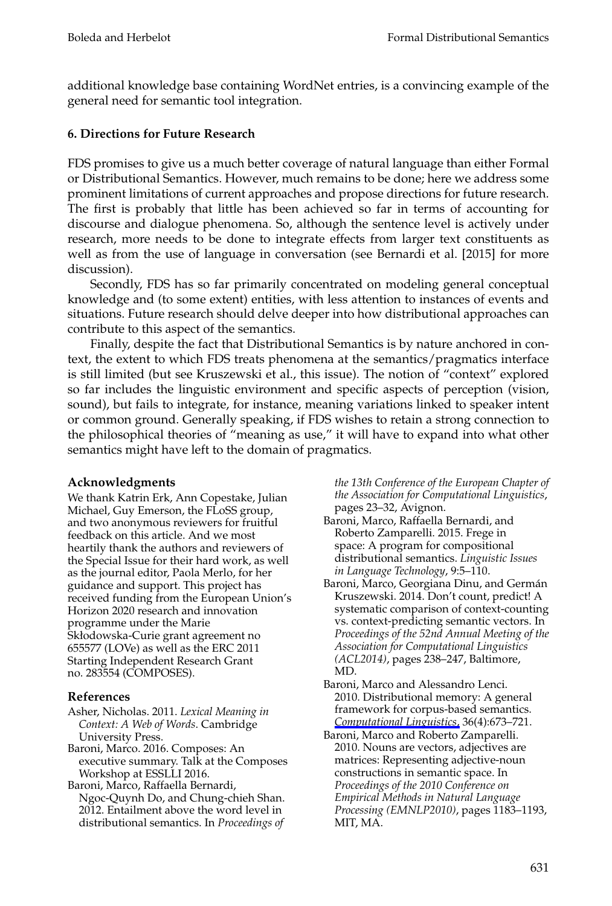additional knowledge base containing WordNet entries, is a convincing example of the general need for semantic tool integration.

### 6. Directions for Future Research

FDS promises to give us a much better coverage of natural language than either Formal or Distributional Semantics. However, much remains to be done; here we address some prominent limitations of current approaches and propose directions for future research. The first is probably that little has been achieved so far in terms of accounting for discourse and dialogue phenomena. So, although the sentence level is actively under research, more needs to be done to integrate effects from larger text constituents as well as from the use of language in conversation (see Bernardi et al. [2015] for more discussion).

Secondly, FDS has so far primarily concentrated on modeling general conceptual knowledge and (to some extent) entities, with less attention to instances of events and situations. Future research should delve deeper into how distributional approaches can contribute to this aspect of the semantics.

Finally, despite the fact that Distributional Semantics is by nature anchored in context, the extent to which FDS treats phenomena at the semantics/pragmatics interface is still limited (but see Kruszewski et al., this issue). The notion of "context" explored so far includes the linguistic environment and specific aspects of perception (vision, sound), but fails to integrate, for instance, meaning variations linked to speaker intent or common ground. Generally speaking, if FDS wishes to retain a strong connection to the philosophical theories of "meaning as use," it will have to expand into what other semantics might have left to the domain of pragmatics.

### Acknowledgments

We thank Katrin Erk, Ann Copestake, Julian Michael, Guy Emerson, the FLoSS group, and two anonymous reviewers for fruitful feedback on this article. And we most heartily thank the authors and reviewers of the Special Issue for their hard work, as well as the journal editor, Paola Merlo, for her guidance and support. This project has received funding from the European Union's Horizon 2020 research and innovation programme under the Marie Skłodowska-Curie grant agreement no 655577 (LOVe) as well as the ERC 2011 Starting Independent Research Grant no. 283554 (COMPOSES).

### References

Asher, Nicholas. 2011. *Lexical Meaning in Context: A Web of Words*. Cambridge University Press.

Baroni, Marco. 2016. Composes: An executive summary. Talk at the Composes Workshop at ESSLLI 2016.

Baroni, Marco, Raffaella Bernardi, Ngoc-Quynh Do, and Chung-chieh Shan. 2012. Entailment above the word level in distributional semantics. In *Proceedings of the 13th Conference of the European Chapter of the Association for Computational Linguistics*, pages 23–32, Avignon.

Baroni, Marco, Raffaella Bernardi, and Roberto Zamparelli. 2015. Frege in space: A program for compositional distributional semantics. *Linguistic Issues in Language Technology*, 9:5–110.

Baroni, Marco, Georgiana Dinu, and Germán Kruszewski. 2014. Don't count, predict! A systematic comparison of context-counting vs. context-predicting semantic vectors. In *Proceedings of the 52nd Annual Meeting of the Association for Computational Linguistics (ACL2014)*, pages 238–247, Baltimore, MD.

Baroni, Marco and Alessandro Lenci. 2010. Distributional memory: A general framework for corpus-based semantics. *Computational Linguistics*, 36(4):673–721.

Baroni, Marco and Roberto Zamparelli. 2010. Nouns are vectors, adjectives are matrices: Representing adjective-noun constructions in semantic space. In *Proceedings of the 2010 Conference on Empirical Methods in Natural Language Processing (EMNLP2010)*, pages 1183–1193, MIT, MA.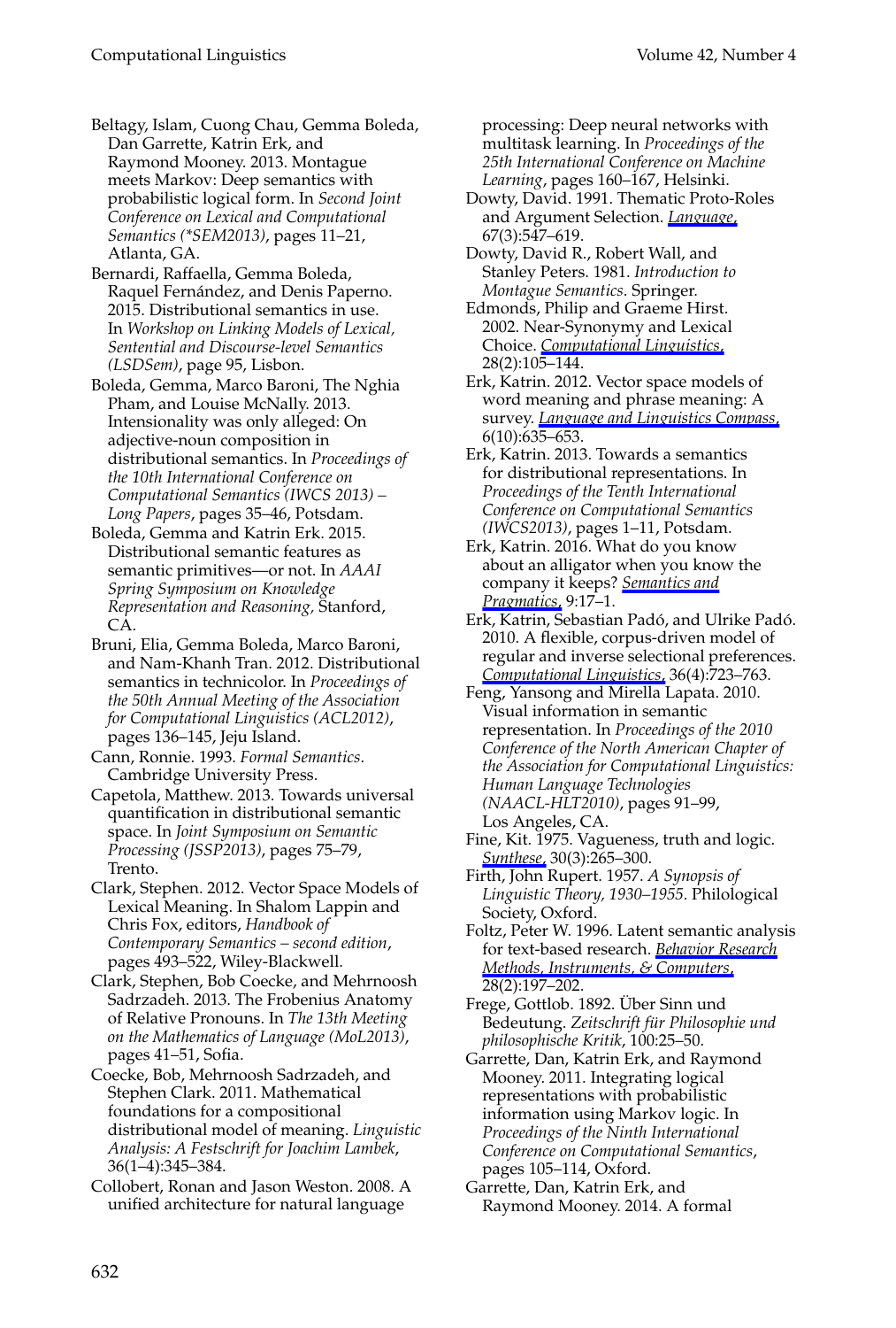Beltagy, Islam, Cuong Chau, Gemma Boleda, Dan Garrette, Katrin Erk, and Raymond Mooney. 2013. Montague meets Markov: Deep semantics with probabilistic logical form. In *Second Joint Conference on Lexical and Computational Semantics (\*SEM2013)*, pages 11–21, Atlanta, GA.

Bernardi, Raffaella, Gemma Boleda, Raquel Fernández, and Denis Paperno. 2015. Distributional semantics in use. In *Workshop on Linking Models of Lexical, Sentential and Discourse-level Semantics (LSDSem)*, page 95, Lisbon.

Boleda, Gemma, Marco Baroni, The Nghia Pham, and Louise McNally. 2013. Intensionality was only alleged: On adjective-noun composition in distributional semantics. In *Proceedings of the 10th International Conference on Computational Semantics (IWCS 2013) – Long Papers*, pages 35–46, Potsdam.

Boleda, Gemma and Katrin Erk. 2015. Distributional semantic features as semantic primitives—or not. In *AAAI Spring Symposium on Knowledge Representation and Reasoning,* Stanford, CA.

Bruni, Elia, Gemma Boleda, Marco Baroni, and Nam-Khanh Tran. 2012. Distributional semantics in technicolor. In *Proceedings of the 50th Annual Meeting of the Association for Computational Linguistics (ACL2012)*, pages 136–145, Jeju Island.

Cann, Ronnie. 1993. *Formal Semantics*. Cambridge University Press.

Capetola, Matthew. 2013. Towards universal quantification in distributional semantic space. In *Joint Symposium on Semantic Processing (JSSP2013)*, pages 75–79, Trento.

Clark, Stephen. 2012. Vector Space Models of Lexical Meaning. In Shalom Lappin and Chris Fox, editors, *Handbook of Contemporary Semantics – second edition*, pages 493–522, Wiley-Blackwell.

Clark, Stephen, Bob Coecke, and Mehrnoosh Sadrzadeh. 2013. The Frobenius Anatomy of Relative Pronouns. In *The 13th Meeting on the Mathematics of Language (MoL2013)*, pages 41–51, Sofia.

Coecke, Bob, Mehrnoosh Sadrzadeh, and Stephen Clark. 2011. Mathematical foundations for a compositional distributional model of meaning. *Linguistic Analysis: A Festschrift for Joachim Lambek*, 36(1–4):345–384.

Collobert, Ronan and Jason Weston. 2008. A unified architecture for natural language processing: Deep neural networks with multitask learning. In *Proceedings of the 25th International Conference on Machine Learning*, pages 160–167, Helsinki.

Dowty, David. 1991. Thematic Proto-Roles and Argument Selection. *Language*, 67(3):547–619.

Dowty, David R., Robert Wall, and Stanley Peters. 1981. *Introduction to Montague Semantics*. Springer.

Edmonds, Philip and Graeme Hirst. 2002. Near-Synonymy and Lexical Choice. *Computational Linguistics*, 28(2):105–144.

Erk, Katrin. 2012. Vector space models of word meaning and phrase meaning: A survey. *Language and Linguistics Compass*, 6(10):635–653.

Erk, Katrin. 2013. Towards a semantics for distributional representations. In *Proceedings of the Tenth International Conference on Computational Semantics (IWCS2013)*, pages 1–11, Potsdam.

Erk, Katrin. 2016. What do you know about an alligator when you know the company it keeps? *Semantics and Pragmatics*, 9:17–1.

Erk, Katrin, Sebastian Padó, and Ulrike Padó. 2010. A flexible, corpus-driven model of regular and inverse selectional preferences. *Computational Linguistics*, 36(4):723–763.

Feng, Yansong and Mirella Lapata. 2010. Visual information in semantic representation. In *Proceedings of the 2010 Conference of the North American Chapter of the Association for Computational Linguistics: Human Language Technologies (NAACL-HLT2010)*, pages 91–99, Los Angeles, CA.

Fine, Kit. 1975. Vagueness, truth and logic. *Synthese*, 30(3):265–300.

Firth, John Rupert. 1957. *A Synopsis of Linguistic Theory, 1930–1955*. Philological Society, Oxford.

Foltz, Peter W. 1996. Latent semantic analysis for text-based research. *Behavior Research Methods, Instruments, & Computers*, 28(2):197–202.

Frege, Gottlob. 1892. Über Sinn und Bedeutung. *Zeitschrift für Philosophie und philosophische Kritik*, 100:25–50.

Garrette, Dan, Katrin Erk, and Raymond Mooney. 2011. Integrating logical representations with probabilistic information using Markov logic. In *Proceedings of the Ninth International Conference on Computational Semantics*, pages 105–114, Oxford.

Garrette, Dan, Katrin Erk, and Raymond Mooney. 2014. A formal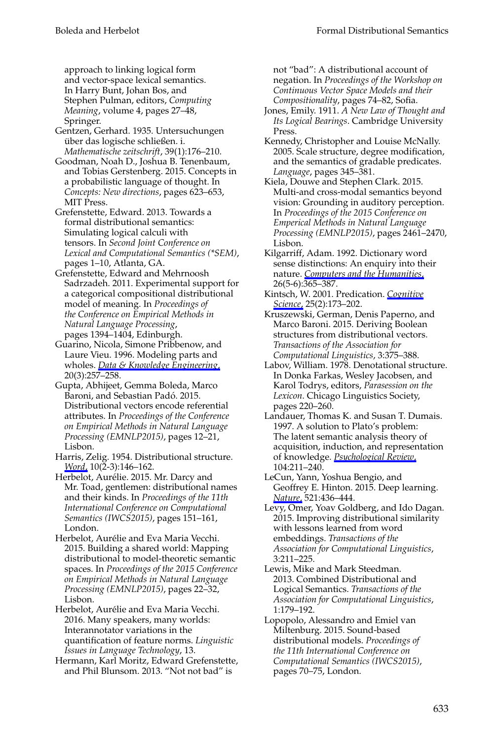approach to linking logical form and vector-space lexical semantics. In Harry Bunt, Johan Bos, and Stephen Pulman, editors, *Computing Meaning*, volume 4, pages 27–48, Springer.

Gentzen, Gerhard. 1935. Untersuchungen über das logische schließen. i. *Mathematische zeitschrift*, 39(1):176–210.

Goodman, Noah D., Joshua B. Tenenbaum, and Tobias Gerstenberg. 2015. Concepts in a probabilistic language of thought. In *Concepts: New directions*, pages 623–653, MIT Press.

Grefenstette, Edward. 2013. Towards a formal distributional semantics: Simulating logical calculi with tensors. In *Second Joint Conference on Lexical and Computational Semantics (*SEM)*, pages 1–10, Atlanta, GA.

Grefenstette, Edward and Mehrnoosh Sadrzadeh. 2011. Experimental support for a categorical compositional distributional model of meaning. In *Proceedings of the Conference on Empirical Methods in Natural Language Processing*, pages 1394–1404, Edinburgh.

Guarino, Nicola, Simone Pribbenow, and Laure Vieu. 1996. Modeling parts and wholes. *Data & Knowledge Engineering*, 20(3):257–258.

Gupta, Abhijeet, Gemma Boleda, Marco Baroni, and Sebastian Padó. 2015. Distributional vectors encode referential attributes. In *Proceedings of the Conference on Empirical Methods in Natural Language Processing (EMNLP2015)*, pages 12–21, Lisbon.

Harris, Zelig. 1954. Distributional structure. *Word*, 10(2-3):146–162.

Herbelot, Aurélie. 2015. Mr. Darcy and Mr. Toad, gentlemen: distributional names and their kinds. In *Proceedings of the 11th International Conference on Computational Semantics (IWCS2015)*, pages 151–161, London.

Herbelot, Aurélie and Eva Maria Vecchi. 2015. Building a shared world: Mapping distributional to model-theoretic semantic spaces. In *Proceedings of the 2015 Conference on Empirical Methods in Natural Language Processing (EMNLP2015)*, pages 22–32, Lisbon.

Herbelot, Aurélie and Eva Maria Vecchi. 2016. Many speakers, many worlds: Interannotator variations in the quantification of feature norms. *Linguistic Issues in Language Technology*, 13.

Hermann, Karl Moritz, Edward Grefenstette, and Phil Blunsom. 2013. "Not not bad" is not "bad": A distributional account of negation. In *Proceedings of the Workshop on Continuous Vector Space Models and their Compositionality*, pages 74–82, Sofia.

Jones, Emily. 1911. *A New Law of Thought and Its Logical Bearings*. Cambridge University Press.

Kennedy, Christopher and Louise McNally. 2005. Scale structure, degree modification, and the semantics of gradable predicates. *Language*, pages 345–381.

Kiela, Douwe and Stephen Clark. 2015. Multi-and cross-modal semantics beyond vision: Grounding in auditory perception. In *Proceedings of the 2015 Conference on Emperical Methods in Natural Language Processing (EMNLP2015)*, pages 2461–2470, Lisbon.

Kilgarriff, Adam. 1992. Dictionary word sense distinctions: An enquiry into their nature. *Computers and the Humanities*, 26(5-6):365–387.

Kintsch, W. 2001. Predication. *Cognitive Science*, 25(2):173–202.

Kruszewski, German, Denis Paperno, and Marco Baroni. 2015. Deriving Boolean structures from distributional vectors. *Transactions of the Association for Computational Linguistics*, 3:375–388.

Labov, William. 1978. Denotational structure. In Donka Farkas, Wesley Jacobsen, and Karol Todrys, editors, *Parasession on the Lexicon*. Chicago Linguistics Society, pages 220–260.

Landauer, Thomas K. and Susan T. Dumais. 1997. A solution to Plato's problem: The latent semantic analysis theory of acquisition, induction, and representation of knowledge. *Psychological Review*, 104:211–240.

LeCun, Yann, Yoshua Bengio, and Geoffrey E. Hinton. 2015. Deep learning. *Nature*, 521:436–444.

Levy, Omer, Yoav Goldberg, and Ido Dagan. 2015. Improving distributional similarity with lessons learned from word embeddings. *Transactions of the Association for Computational Linguistics*, 3:211–225.

Lewis, Mike and Mark Steedman. 2013. Combined Distributional and Logical Semantics. *Transactions of the Association for Computational Linguistics*, 1:179–192.

Lopopolo, Alessandro and Emiel van Miltenburg. 2015. Sound-based distributional models. *Proceedings of the 11th International Conference on Computational Semantics (IWCS2015)*, pages 70–75, London.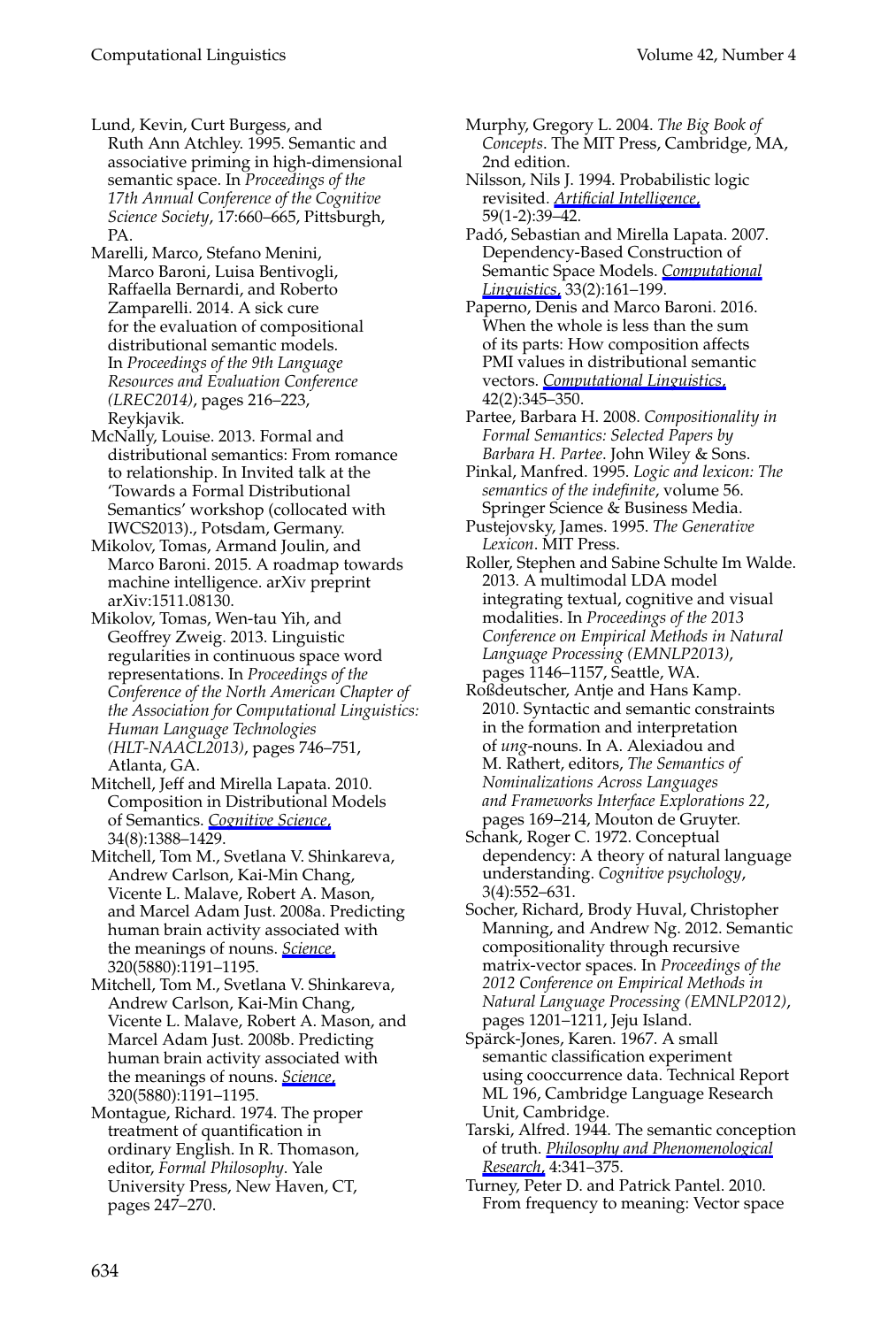Lund, Kevin, Curt Burgess, and Ruth Ann Atchley. 1995. Semantic and associative priming in high-dimensional semantic space. In *Proceedings of the 17th Annual Conference of the Cognitive Science Society*, 17:660–665, Pittsburgh, PA.

Marelli, Marco, Stefano Menini, Marco Baroni, Luisa Bentivogli, Raffaella Bernardi, and Roberto Zamparelli. 2014. A sick cure for the evaluation of compositional distributional semantic models. In *Proceedings of the 9th Language Resources and Evaluation Conference (LREC2014)*, pages 216–223, Reykjavik.

McNally, Louise. 2013. Formal and distributional semantics: From romance to relationship. In Invited talk at the 'Towards a Formal Distributional Semantics' workshop (collocated with IWCS2013)., Potsdam, Germany.

Mikolov, Tomas, Armand Joulin, and Marco Baroni. 2015. A roadmap towards machine intelligence. arXiv preprint arXiv:1511.08130.

Mikolov, Tomas, Wen-tau Yih, and Geoffrey Zweig. 2013. Linguistic regularities in continuous space word representations. In *Proceedings of the Conference of the North American Chapter of the Association for Computational Linguistics: Human Language Technologies (HLT-NAACL2013)*, pages 746–751, Atlanta, GA.

Mitchell, Jeff and Mirella Lapata. 2010. Composition in Distributional Models of Semantics. *Cognitive Science*, 34(8):1388–1429.

Mitchell, Tom M., Svetlana V. Shinkareva, Andrew Carlson, Kai-Min Chang, Vicente L. Malave, Robert A. Mason, and Marcel Adam Just. 2008a. Predicting human brain activity associated with the meanings of nouns. *Science*, 320(5880):1191–1195.

Mitchell, Tom M., Svetlana V. Shinkareva, Andrew Carlson, Kai-Min Chang, Vicente L. Malave, Robert A. Mason, and Marcel Adam Just. 2008b. Predicting human brain activity associated with the meanings of nouns. *Science*, 320(5880):1191–1195.

Montague, Richard. 1974. The proper treatment of quantification in ordinary English. In R. Thomason, editor, *Formal Philosophy*. Yale University Press, New Haven, CT, pages 247–270.

Murphy, Gregory L. 2004. *The Big Book of Concepts*. The MIT Press, Cambridge, MA, 2nd edition.

Nilsson, Nils J. 1994. Probabilistic logic revisited. *Artificial Intelligence*, 59(1-2):39–42.

Padó, Sebastian and Mirella Lapata. 2007. Dependency-Based Construction of Semantic Space Models. *Computational Linguistics*, 33(2):161–199.

Paperno, Denis and Marco Baroni. 2016. When the whole is less than the sum of its parts: How composition affects PMI values in distributional semantic vectors. *Computational Linguistics*, 42(2):345–350.

Partee, Barbara H. 2008. *Compositionality in Formal Semantics: Selected Papers by Barbara H. Partee*. John Wiley & Sons.

Pinkal, Manfred. 1995. *Logic and lexicon: The semantics of the indefinite*, volume 56. Springer Science & Business Media.

Pustejovsky, James. 1995. *The Generative Lexicon*. MIT Press.

Roller, Stephen and Sabine Schulte Im Walde. 2013. A multimodal LDA model integrating textual, cognitive and visual modalities. In *Proceedings of the 2013 Conference on Empirical Methods in Natural Language Processing (EMNLP2013)*, pages 1146–1157, Seattle, WA.

Roßdeutscher, Antje and Hans Kamp. 2010. Syntactic and semantic constraints in the formation and interpretation of *ung*-nouns. In A. Alexiadou and M. Rathert, editors, *The Semantics of Nominalizations Across Languages and Frameworks Interface Explorations 22*, pages 169–214, Mouton de Gruyter.

Schank, Roger C. 1972. Conceptual dependency: A theory of natural language understanding. *Cognitive psychology*, 3(4):552–631.

Socher, Richard, Brody Huval, Christopher Manning, and Andrew Ng. 2012. Semantic compositionality through recursive matrix-vector spaces. In *Proceedings of the 2012 Conference on Empirical Methods in Natural Language Processing (EMNLP2012)*, pages 1201–1211, Jeju Island.

Spärck-Jones, Karen. 1967. A small semantic classification experiment using cooccurrence data. Technical Report ML 196, Cambridge Language Research Unit, Cambridge.

Tarski, Alfred. 1944. The semantic conception of truth. *Philosophy and Phenomenological Research*, 4:341–375.

Turney, Peter D. and Patrick Pantel. 2010. From frequency to meaning: Vector space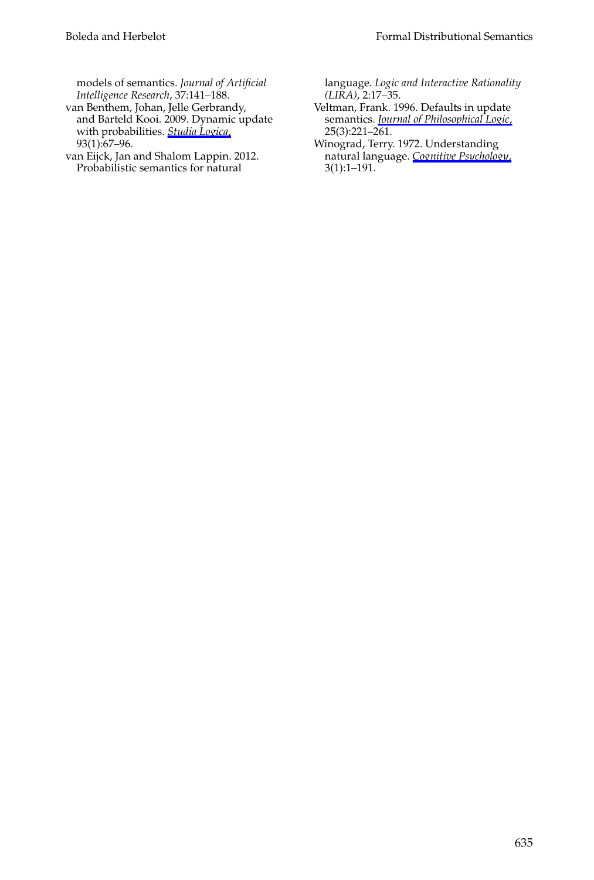models of semantics. *Journal of Artificial Intelligence Research*, 37:141–188.

van Benthem, Johan, Jelle Gerbrandy, and Barteld Kooi. 2009. Dynamic update with probabilities. *Studia Logica*, 93(1):67–96.

van Eijck, Jan and Shalom Lappin. 2012. Probabilistic semantics for natural language. *Logic and Interactive Rationality (LIRA)*, 2:17–35.

Veltman, Frank. 1996. Defaults in update semantics. *Journal of Philosophical Logic*, 25(3):221–261.

Winograd, Terry. 1972. Understanding natural language. *Cognitive Psychology*, 3(1):1–191.